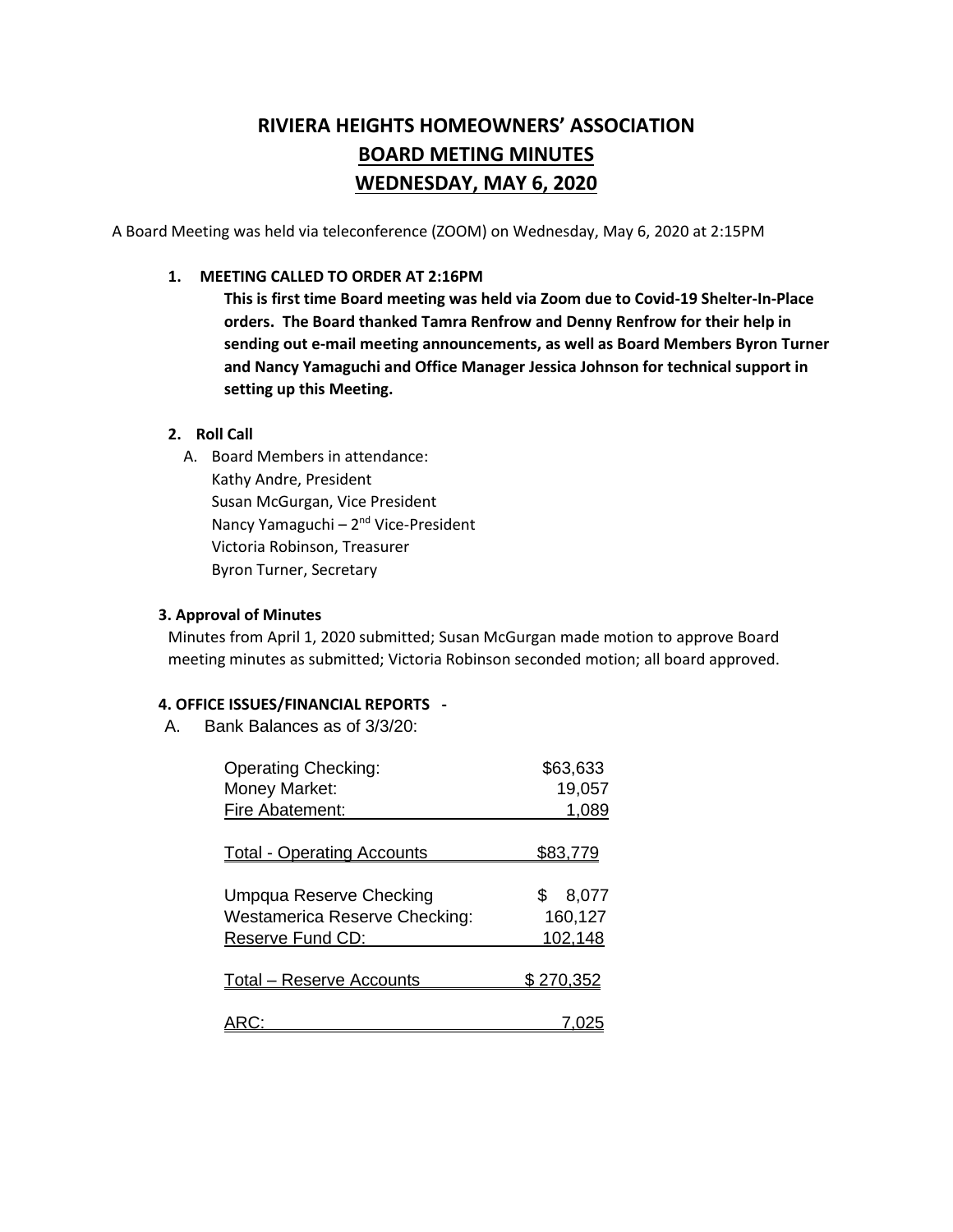# RIVIERA HEIGHTS HOMEOWNERS' ASSOCIATION
## BOARD METING MINUTES
## WEDNESDAY, MAY 6, 2020

A Board Meeting was held via teleconference (ZOOM) on Wednesday, May 6, 2020 at 2:15PM

**1. MEETING CALLED TO ORDER AT 2:16PM**

**This is first time Board meeting was held via Zoom due to Covid-19 Shelter-In-Place orders. The Board thanked Tamra Renfrow and Denny Renfrow for their help in sending out e-mail meeting announcements, as well as Board Members Byron Turner and Nancy Yamaguchi and Office Manager Jessica Johnson for technical support in setting up this Meeting.**

**2. Roll Call**

A. Board Members in attendance:
- Kathy Andre, President
- Susan McGurgan, Vice President
- Nancy Yamaguchi – 2nd Vice-President
- Victoria Robinson, Treasurer
- Byron Turner, Secretary

**3. Approval of Minutes**

Minutes from April 1, 2020 submitted; Susan McGurgan made motion to approve Board meeting minutes as submitted; Victoria Robinson seconded motion; all board approved.

**4. OFFICE ISSUES/FINANCIAL REPORTS -**

A. Bank Balances as of 3/3/20:

| Account | Balance |
|---|---|
| Operating Checking: | $63,633 |
| Money Market: | 19,057 |
| Fire Abatement: | 1,089 |
| Total - Operating Accounts | $83,779 |
| Umpqua Reserve Checking | $ 8,077 |
| Westamerica Reserve Checking: | 160,127 |
| Reserve Fund CD: | 102,148 |
| Total – Reserve Accounts | $ 270,352 |
| ARC: | 7,025 |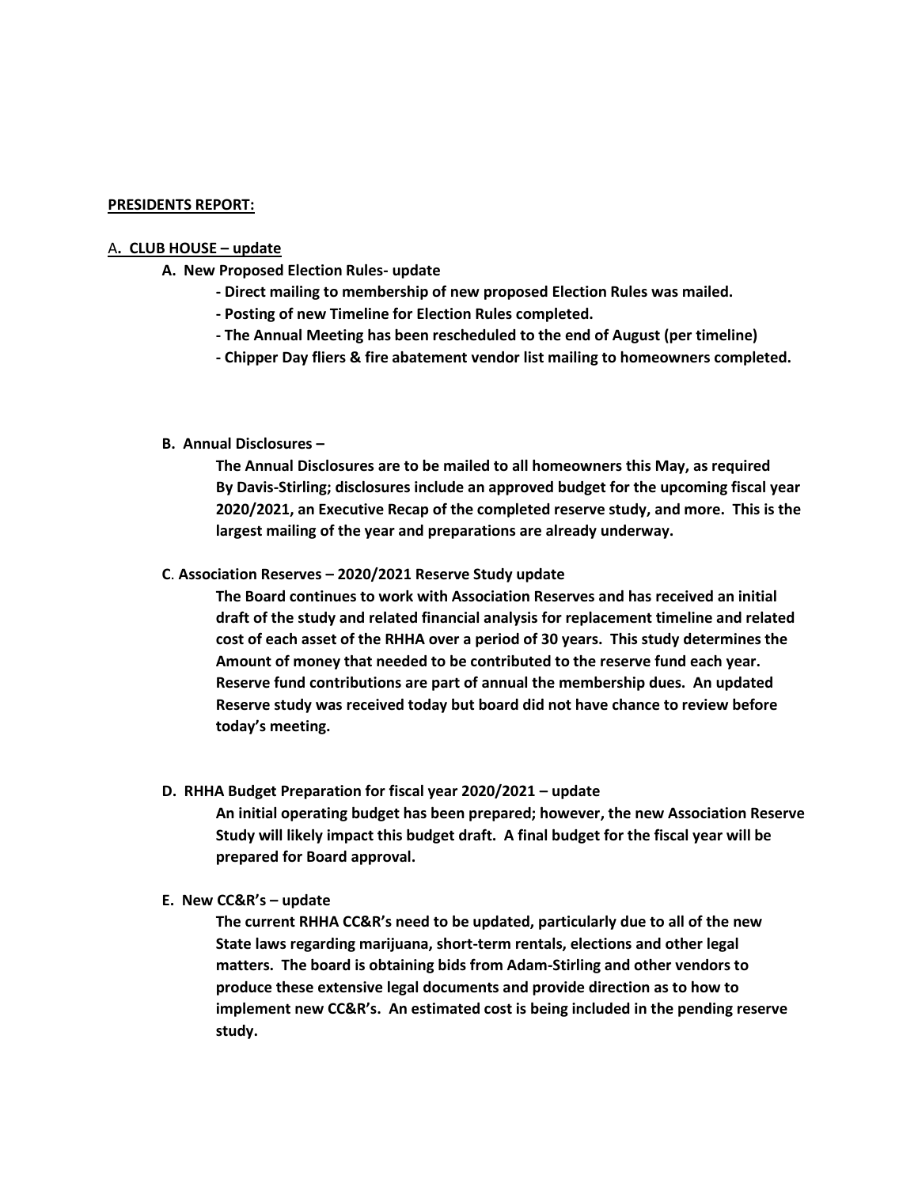**PRESIDENTS REPORT:**

A**. CLUB HOUSE – update**

**A. New Proposed Election Rules- update**

**- Direct mailing to membership of new proposed Election Rules was mailed.**

**- Posting of new Timeline for Election Rules completed.**

**- The Annual Meeting has been rescheduled to the end of August (per timeline)**

**- Chipper Day fliers & fire abatement vendor list mailing to homeowners completed.**

**B. Annual Disclosures –**

**The Annual Disclosures are to be mailed to all homeowners this May, as required By Davis-Stirling; disclosures include an approved budget for the upcoming fiscal year 2020/2021, an Executive Recap of the completed reserve study, and more. This is the largest mailing of the year and preparations are already underway.**

**C. Association Reserves – 2020/2021 Reserve Study update**

**The Board continues to work with Association Reserves and has received an initial draft of the study and related financial analysis for replacement timeline and related cost of each asset of the RHHA over a period of 30 years. This study determines the Amount of money that needed to be contributed to the reserve fund each year. Reserve fund contributions are part of annual the membership dues. An updated Reserve study was received today but board did not have chance to review before today's meeting.**

**D. RHHA Budget Preparation for fiscal year 2020/2021 – update**

**An initial operating budget has been prepared; however, the new Association Reserve Study will likely impact this budget draft. A final budget for the fiscal year will be prepared for Board approval.**

**E. New CC&R's – update**

**The current RHHA CC&R's need to be updated, particularly due to all of the new State laws regarding marijuana, short-term rentals, elections and other legal matters. The board is obtaining bids from Adam-Stirling and other vendors to produce these extensive legal documents and provide direction as to how to implement new CC&R's. An estimated cost is being included in the pending reserve study.**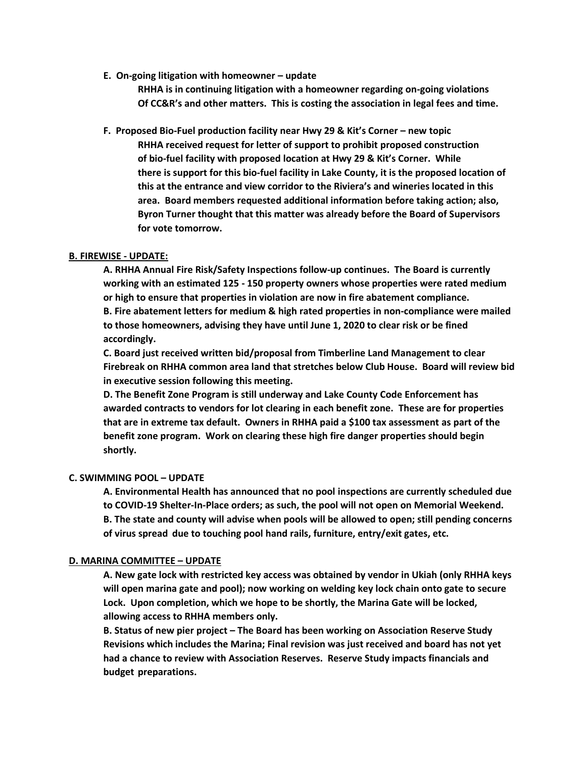**E. On-going litigation with homeowner – update**

**RHHA is in continuing litigation with a homeowner regarding on-going violations Of CC&R's and other matters. This is costing the association in legal fees and time.**

**F. Proposed Bio-Fuel production facility near Hwy 29 & Kit's Corner – new topic**

**RHHA received request for letter of support to prohibit proposed construction of bio-fuel facility with proposed location at Hwy 29 & Kit's Corner. While there is support for this bio-fuel facility in Lake County, it is the proposed location of this at the entrance and view corridor to the Riviera's and wineries located in this area. Board members requested additional information before taking action; also, Byron Turner thought that this matter was already before the Board of Supervisors for vote tomorrow.**

**B. FIREWISE - UPDATE:**

**A. RHHA Annual Fire Risk/Safety Inspections follow-up continues. The Board is currently working with an estimated 125 - 150 property owners whose properties were rated medium or high to ensure that properties in violation are now in fire abatement compliance.**
**B. Fire abatement letters for medium & high rated properties in non-compliance were mailed to those homeowners, advising they have until June 1, 2020 to clear risk or be fined accordingly.**
**C. Board just received written bid/proposal from Timberline Land Management to clear Firebreak on RHHA common area land that stretches below Club House. Board will review bid in executive session following this meeting.**
**D. The Benefit Zone Program is still underway and Lake County Code Enforcement has awarded contracts to vendors for lot clearing in each benefit zone. These are for properties that are in extreme tax default. Owners in RHHA paid a $100 tax assessment as part of the benefit zone program. Work on clearing these high fire danger properties should begin shortly.**

**C. SWIMMING POOL – UPDATE**

**A. Environmental Health has announced that no pool inspections are currently scheduled due to COVID-19 Shelter-In-Place orders; as such, the pool will not open on Memorial Weekend.**
**B. The state and county will advise when pools will be allowed to open; still pending concerns of virus spread due to touching pool hand rails, furniture, entry/exit gates, etc.**

**D. MARINA COMMITTEE – UPDATE**

**A. New gate lock with restricted key access was obtained by vendor in Ukiah (only RHHA keys will open marina gate and pool); now working on welding key lock chain onto gate to secure Lock. Upon completion, which we hope to be shortly, the Marina Gate will be locked, allowing access to RHHA members only.**
**B. Status of new pier project – The Board has been working on Association Reserve Study Revisions which includes the Marina; Final revision was just received and board has not yet had a chance to review with Association Reserves. Reserve Study impacts financials and budget preparations.**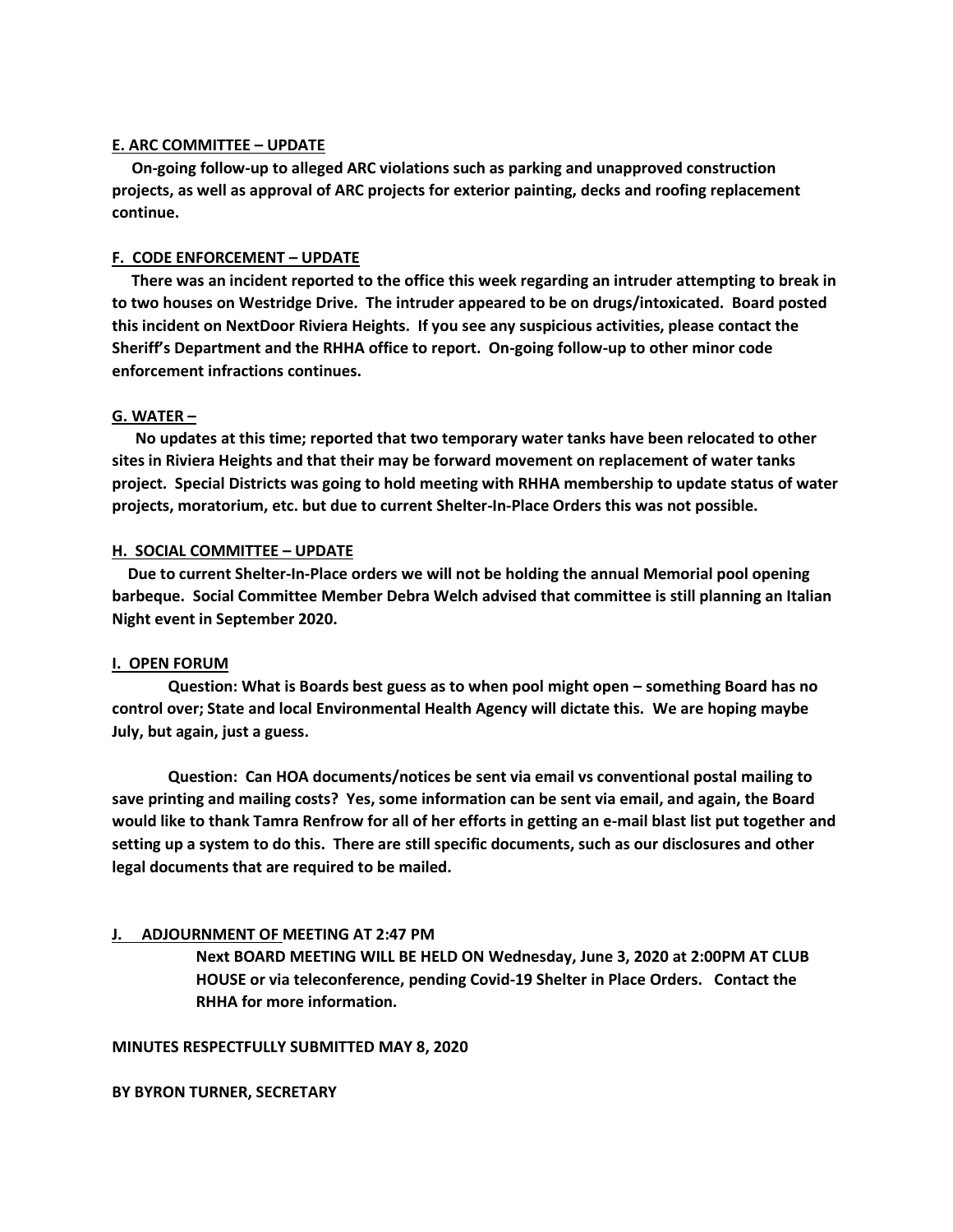**E. ARC COMMITTEE – UPDATE**

**On-going follow-up to alleged ARC violations such as parking and unapproved construction projects, as well as approval of ARC projects for exterior painting, decks and roofing replacement continue.**

**F. CODE ENFORCEMENT – UPDATE**

**There was an incident reported to the office this week regarding an intruder attempting to break in to two houses on Westridge Drive. The intruder appeared to be on drugs/intoxicated. Board posted this incident on NextDoor Riviera Heights. If you see any suspicious activities, please contact the Sheriff's Department and the RHHA office to report. On-going follow-up to other minor code enforcement infractions continues.**

**G. WATER –**

**No updates at this time; reported that two temporary water tanks have been relocated to other sites in Riviera Heights and that their may be forward movement on replacement of water tanks project. Special Districts was going to hold meeting with RHHA membership to update status of water projects, moratorium, etc. but due to current Shelter-In-Place Orders this was not possible.**

**H. SOCIAL COMMITTEE – UPDATE**

**Due to current Shelter-In-Place orders we will not be holding the annual Memorial pool opening barbeque. Social Committee Member Debra Welch advised that committee is still planning an Italian Night event in September 2020.**

**I. OPEN FORUM**

**Question: What is Boards best guess as to when pool might open – something Board has no control over; State and local Environmental Health Agency will dictate this. We are hoping maybe July, but again, just a guess.**

**Question: Can HOA documents/notices be sent via email vs conventional postal mailing to save printing and mailing costs? Yes, some information can be sent via email, and again, the Board would like to thank Tamra Renfrow for all of her efforts in getting an e-mail blast list put together and setting up a system to do this. There are still specific documents, such as our disclosures and other legal documents that are required to be mailed.**

**J. ADJOURNMENT OF MEETING AT 2:47 PM**

**Next BOARD MEETING WILL BE HELD ON Wednesday, June 3, 2020 at 2:00PM AT CLUB HOUSE or via teleconference, pending Covid-19 Shelter in Place Orders. Contact the RHHA for more information.**

**MINUTES RESPECTFULLY SUBMITTED MAY 8, 2020**

**BY BYRON TURNER, SECRETARY**